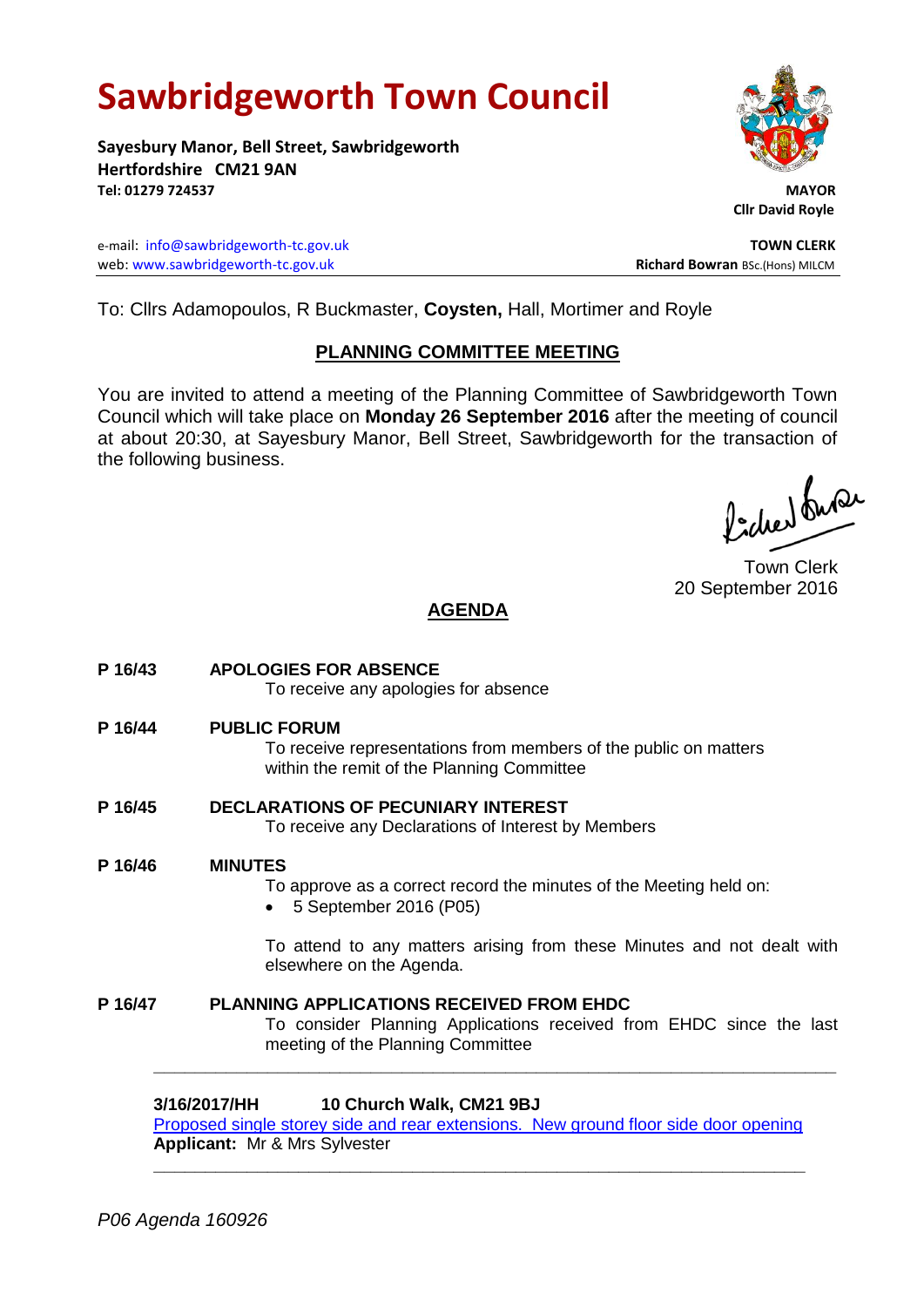# Sawbridgeworth Town Council

**Sayesbury Manor, Bell Street, Sawbridgeworth**
**Hertfordshire CM21 9AN**
**Tel: 01279 724537**

**MAYOR**
**Cllr David Royle**

e-mail: info@sawbridgeworth-tc.gov.uk
web: www.sawbridgeworth-tc.gov.uk

**TOWN CLERK**
**Richard Bowran** BSc.(Hons) MILCM

To: Cllrs Adamopoulos, R Buckmaster, **Coysten,** Hall, Mortimer and Royle

## PLANNING COMMITTEE MEETING

You are invited to attend a meeting of the Planning Committee of Sawbridgeworth Town Council which will take place on **Monday 26 September 2016** after the meeting of council at about 20:30, at Sayesbury Manor, Bell Street, Sawbridgeworth for the transaction of the following business.

Town Clerk
20 September 2016

## AGENDA

**P 16/43 APOLOGIES FOR ABSENCE**
To receive any apologies for absence

**P 16/44 PUBLIC FORUM**
To receive representations from members of the public on matters within the remit of the Planning Committee

**P 16/45 DECLARATIONS OF PECUNIARY INTEREST**
To receive any Declarations of Interest by Members

**P 16/46 MINUTES**
To approve as a correct record the minutes of the Meeting held on:

- 5 September 2016 (P05)

To attend to any matters arising from these Minutes and not dealt with elsewhere on the Agenda.

**P 16/47 PLANNING APPLICATIONS RECEIVED FROM EHDC**
To consider Planning Applications received from EHDC since the last meeting of the Planning Committee

---

**3/16/2017/HH 10 Church Walk, CM21 9BJ**
Proposed single storey side and rear extensions. New ground floor side door opening
**Applicant:** Mr & Mrs Sylvester

---

*P06 Agenda 160926*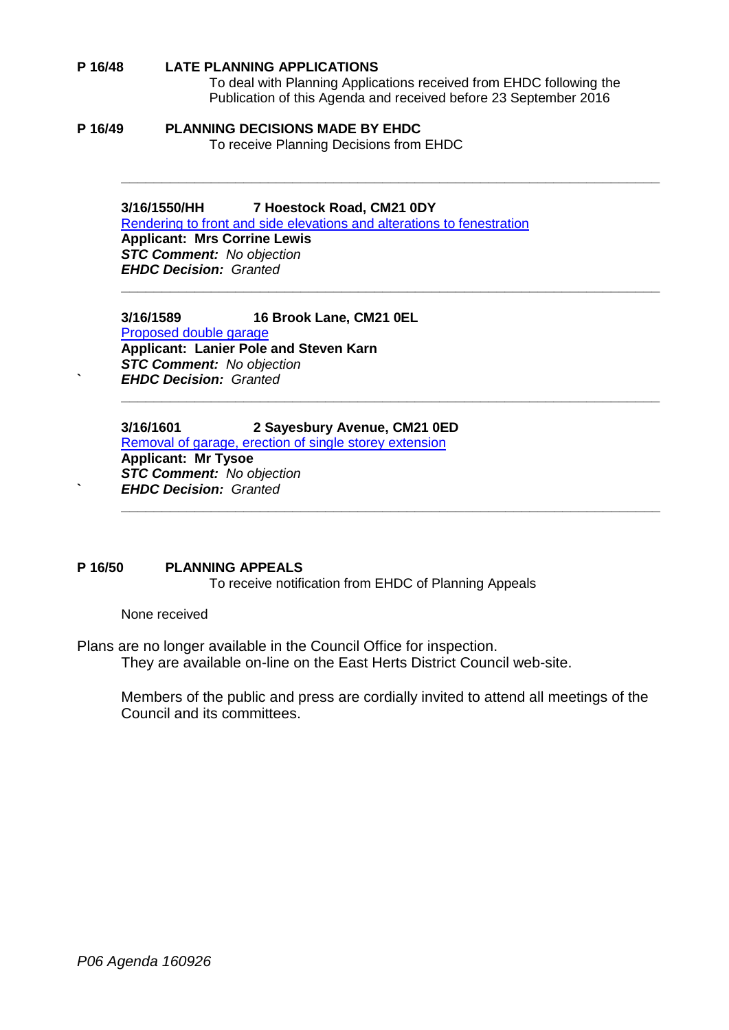**P 16/48 LATE PLANNING APPLICATIONS**

To deal with Planning Applications received from EHDC following the Publication of this Agenda and received before 23 September 2016

**P 16/49 PLANNING DECISIONS MADE BY EHDC**

To receive Planning Decisions from EHDC

---

**3/16/1550/HH 7 Hoestock Road, CM21 0DY**

Rendering to front and side elevations and alterations to fenestration

**Applicant: Mrs Corrine Lewis**

***STC Comment:*** *No objection*

***EHDC Decision:*** *Granted*

---

**3/16/1589 16 Brook Lane, CM21 0EL**

Proposed double garage

**Applicant: Lanier Pole and Steven Karn**

***STC Comment:*** *No objection*

` ***EHDC Decision:*** *Granted*

---

**3/16/1601 2 Sayesbury Avenue, CM21 0ED**

Removal of garage, erection of single storey extension

**Applicant: Mr Tysoe**

***STC Comment:*** *No objection*

` ***EHDC Decision:*** *Granted*

---

**P 16/50 PLANNING APPEALS**

To receive notification from EHDC of Planning Appeals

None received

Plans are no longer available in the Council Office for inspection.
They are available on-line on the East Herts District Council web-site.

Members of the public and press are cordially invited to attend all meetings of the Council and its committees.

*P06 Agenda 160926*